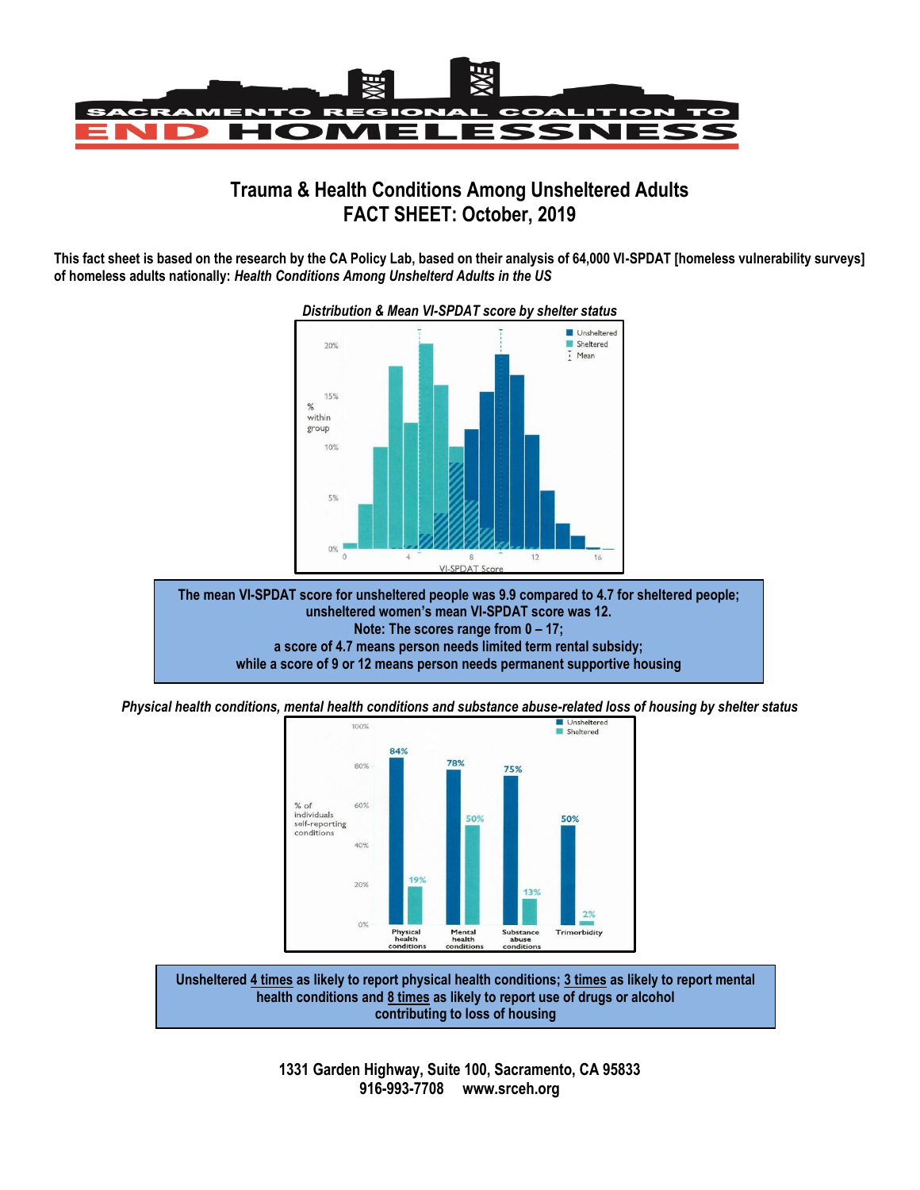SACRAMENTO REGIONAL COALITION TO END HOMELESSNESS

# Trauma & Health Conditions Among Unsheltered Adults
# FACT SHEET: October, 2019

**This fact sheet is based on the research by the CA Policy Lab, based on their analysis of 64,000 VI-SPDAT [homeless vulnerability surveys] of homeless adults nationally:** ***Health Conditions Among Unshelterd Adults in the US***

***Distribution & Mean VI-SPDAT score by shelter status***

**The mean VI-SPDAT score for unsheltered people was 9.9 compared to 4.7 for sheltered people; unsheltered women's mean VI-SPDAT score was 12.**
**Note: The scores range from 0 – 17;**
**a score of 4.7 means person needs limited term rental subsidy;**
**while a score of 9 or 12 means person needs permanent supportive housing**

***Physical health conditions, mental health conditions and substance abuse-related loss of housing by shelter status***

| % of individuals self-reporting conditions | Unsheltered | Sheltered |
|---|---|---|
| Physical health conditions | 84% | 19% |
| Mental health conditions | 78% | 50% |
| Substance abuse conditions | 75% | 13% |
| Trimorbidity | 50% | 2% |

**Unsheltered 4 times as likely to report physical health conditions; 3 times as likely to report mental health conditions and 8 times as likely to report use of drugs or alcohol contributing to loss of housing**

**1331 Garden Highway, Suite 100, Sacramento, CA 95833**
**916-993-7708 www.srceh.org**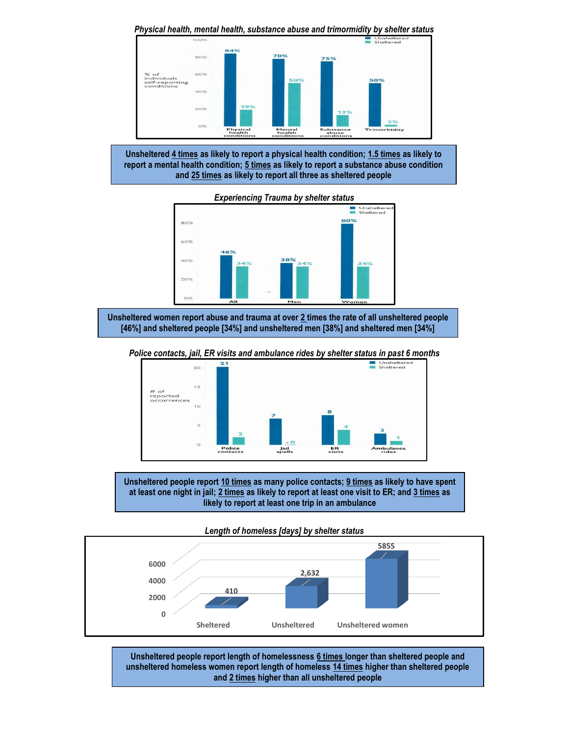*Physical health, mental health, substance abuse and trimormidity by shelter status*

Unsheltered
Sheltered

100%
80%
60%
40%
20%
0%

% of individuals self-reporting conditions

84%
19%
78%
50%
75%
13%
50%
2%

Physical health conditions
Mental health conditions
Substance abuse conditions
Trimorbidity

**Unsheltered 4 times as likely to report a physical health condition; 1.5 times as likely to report a mental health condition; 5 times as likely to report a substance abuse condition and 25 times as likely to report all three as sheltered people**

*Experiencing Trauma by shelter status*

Unsheltered
Sheltered

80%
60%
40%
20%
0%

46%
34%
38%
34%
80%
34%

All
Men
Women

**Unsheltered women report abuse and trauma at over 2 times the rate of all unsheltered people [46%] and sheltered people [34%] and unsheltered men [38%] and sheltered men [34%]**

*Police contacts, jail, ER visits and ambulance rides by shelter status in past 6 months*

Unsheltered
Sheltered

20
15
10
5
0

# of reported occurrences

21
2
7
0
8
4
3
1

Police contacts
Jail spells
ER visits
Ambulance rides

**Unsheltered people report 10 times as many police contacts; 9 times as likely to have spent at least one night in jail; 2 times as likely to report at least one visit to ER; and 3 times as likely to report at least one trip in an ambulance**

*Length of homeless [days] by shelter status*

6000
4000
2000
0

410
2,632
5855

Sheltered
Unsheltered
Unsheltered women

**Unsheltered people report length of homelessness 6 times longer than sheltered people and unsheltered homeless women report length of homeless 14 times higher than sheltered people and 2 times higher than all unsheltered people**